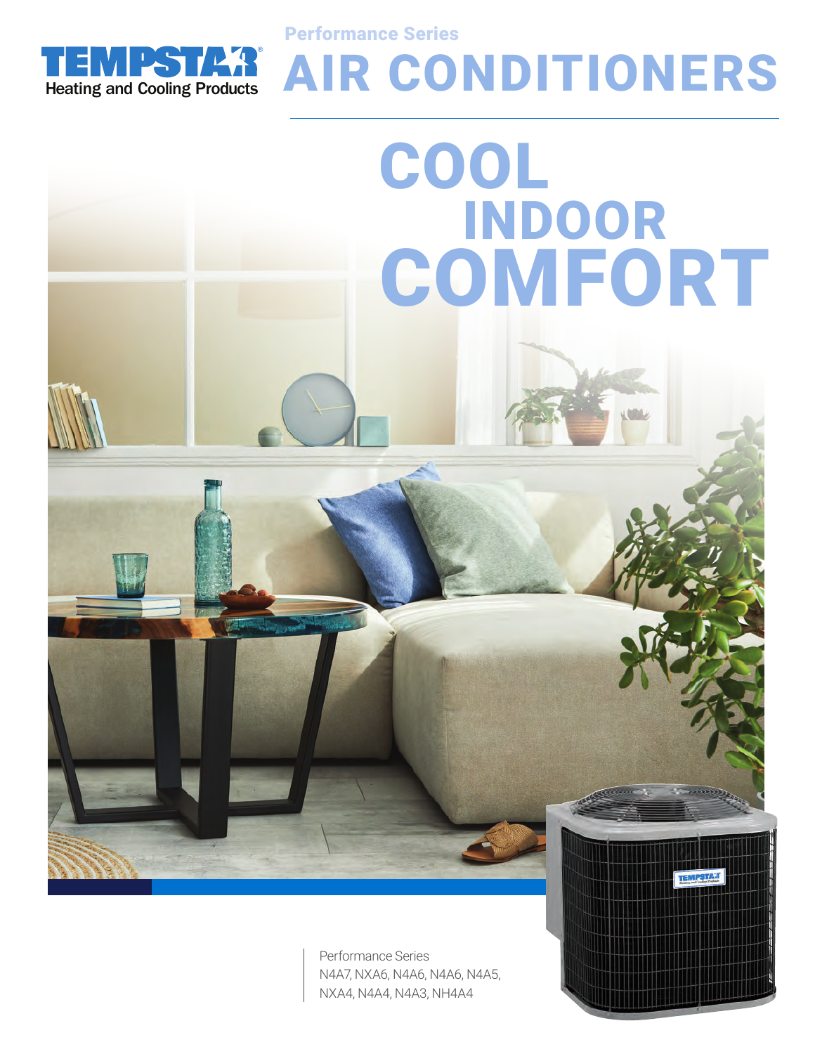TEMPSTAR®
Heating and Cooling Products

Performance Series

# AIR CONDITIONERS

# COOL INDOOR COMFORT

Performance Series
N4A7, NXA6, N4A6, N4A6, N4A5,
NXA4, N4A4, N4A3, NH4A4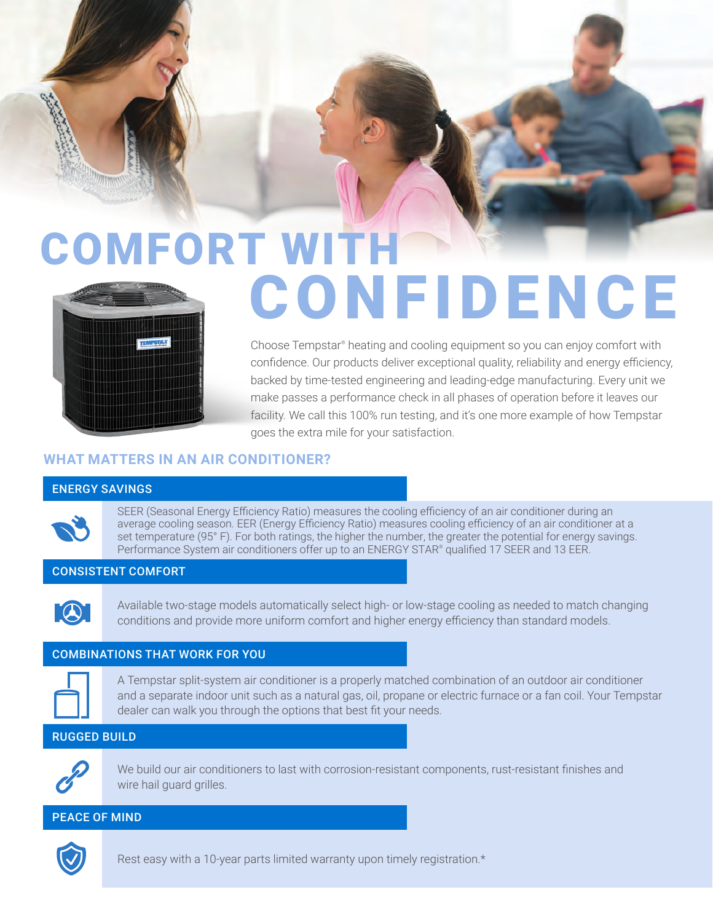# COMFORT WITH CONFIDENCE

Choose Tempstar® heating and cooling equipment so you can enjoy comfort with confidence. Our products deliver exceptional quality, reliability and energy efficiency, backed by time-tested engineering and leading-edge manufacturing. Every unit we make passes a performance check in all phases of operation before it leaves our facility. We call this 100% run testing, and it's one more example of how Tempstar goes the extra mile for your satisfaction.

## WHAT MATTERS IN AN AIR CONDITIONER?

### ENERGY SAVINGS

SEER (Seasonal Energy Efficiency Ratio) measures the cooling efficiency of an air conditioner during an average cooling season. EER (Energy Efficiency Ratio) measures cooling efficiency of an air conditioner at a set temperature (95° F). For both ratings, the higher the number, the greater the potential for energy savings. Performance System air conditioners offer up to an ENERGY STAR® qualified 17 SEER and 13 EER.

### CONSISTENT COMFORT

Available two-stage models automatically select high- or low-stage cooling as needed to match changing conditions and provide more uniform comfort and higher energy efficiency than standard models.

### COMBINATIONS THAT WORK FOR YOU

A Tempstar split-system air conditioner is a properly matched combination of an outdoor air conditioner and a separate indoor unit such as a natural gas, oil, propane or electric furnace or a fan coil. Your Tempstar dealer can walk you through the options that best fit your needs.

### RUGGED BUILD

We build our air conditioners to last with corrosion-resistant components, rust-resistant finishes and wire hail guard grilles.

### PEACE OF MIND

Rest easy with a 10-year parts limited warranty upon timely registration.*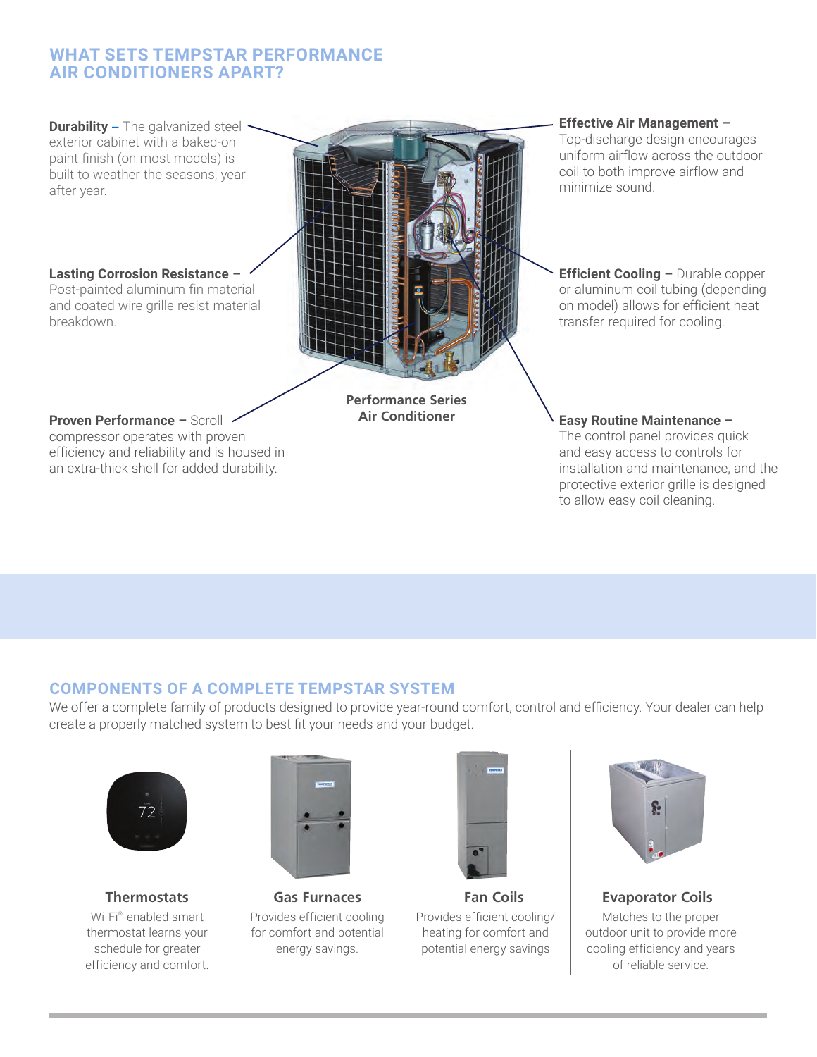## WHAT SETS TEMPSTAR PERFORMANCE AIR CONDITIONERS APART?

**Durability –** The galvanized steel exterior cabinet with a baked-on paint finish (on most models) is built to weather the seasons, year after year.

**Lasting Corrosion Resistance –** Post-painted aluminum fin material and coated wire grille resist material breakdown.

**Proven Performance –** Scroll compressor operates with proven efficiency and reliability and is housed in an extra-thick shell for added durability.

**Effective Air Management –** Top-discharge design encourages uniform airflow across the outdoor coil to both improve airflow and minimize sound.

**Efficient Cooling –** Durable copper or aluminum coil tubing (depending on model) allows for efficient heat transfer required for cooling.

**Easy Routine Maintenance –** The control panel provides quick and easy access to controls for installation and maintenance, and the protective exterior grille is designed to allow easy coil cleaning.

**Performance Series Air Conditioner**

## COMPONENTS OF A COMPLETE TEMPSTAR SYSTEM

We offer a complete family of products designed to provide year-round comfort, control and efficiency. Your dealer can help create a properly matched system to best fit your needs and your budget.

### Thermostats

Wi-Fi®-enabled smart thermostat learns your schedule for greater efficiency and comfort.

### Gas Furnaces

Provides efficient cooling for comfort and potential energy savings.

### Fan Coils

Provides efficient cooling/ heating for comfort and potential energy savings

### Evaporator Coils

Matches to the proper outdoor unit to provide more cooling efficiency and years of reliable service.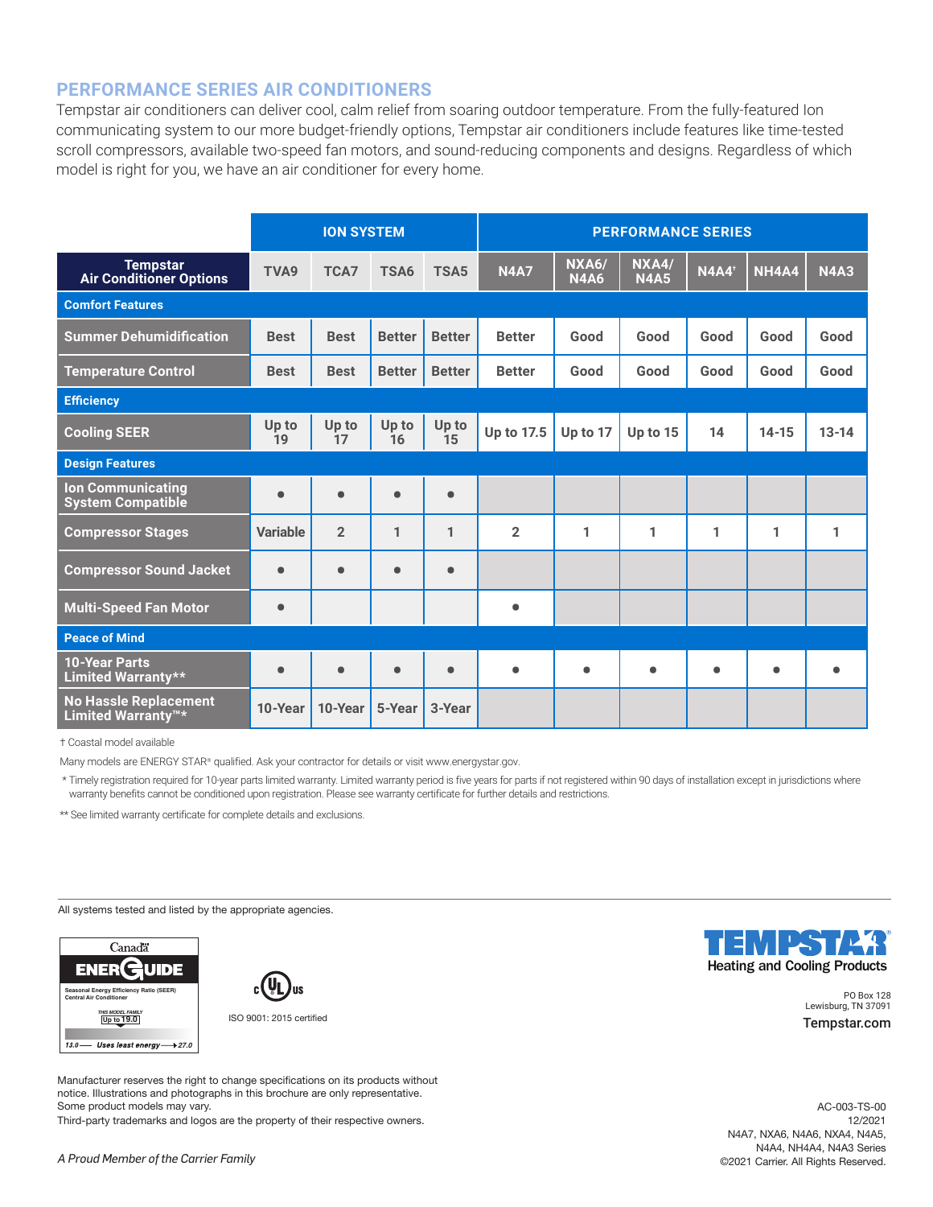## PERFORMANCE SERIES AIR CONDITIONERS

Tempstar air conditioners can deliver cool, calm relief from soaring outdoor temperature. From the fully-featured Ion communicating system to our more budget-friendly options, Tempstar air conditioners include features like time-tested scroll compressors, available two-speed fan motors, and sound-reducing components and designs. Regardless of which model is right for you, we have an air conditioner for every home.

| | ION SYSTEM | | | | PERFORMANCE SERIES | | | | | |
|---|---|---|---|---|---|---|---|---|---|---|
| **Tempstar Air Conditioner Options** | TVA9 | TCA7 | TSA6 | TSA5 | N4A7 | NXA6/ N4A6 | NXA4/ N4A5 | N4A4† | NH4A4 | N4A3 |
| **Comfort Features** | | | | | | | | | | |
| Summer Dehumidification | Best | Best | Better | Better | Better | Good | Good | Good | Good | Good |
| Temperature Control | Best | Best | Better | Better | Better | Good | Good | Good | Good | Good |
| **Efficiency** | | | | | | | | | | |
| Cooling SEER | Up to 19 | Up to 17 | Up to 16 | Up to 15 | Up to 17.5 | Up to 17 | Up to 15 | 14 | 14-15 | 13-14 |
| **Design Features** | | | | | | | | | | |
| Ion Communicating System Compatible | ● | ● | ● | ● | | | | | | |
| Compressor Stages | Variable | 2 | 1 | 1 | 2 | 1 | 1 | 1 | 1 | 1 |
| Compressor Sound Jacket | ● | ● | ● | ● | | | | | | |
| Multi-Speed Fan Motor | ● | | | | ● | | | | | |
| **Peace of Mind** | | | | | | | | | | |
| 10-Year Parts Limited Warranty** | ● | ● | ● | ● | ● | ● | ● | ● | ● | ● |
| No Hassle Replacement Limited Warranty™* | 10-Year | 10-Year | 5-Year | 3-Year | | | | | | |

† Coastal model available

Many models are ENERGY STAR® qualified. Ask your contractor for details or visit www.energystar.gov.

* Timely registration required for 10-year parts limited warranty. Limited warranty period is five years for parts if not registered within 90 days of installation except in jurisdictions where warranty benefits cannot be conditioned upon registration. Please see warranty certificate for further details and restrictions.

** See limited warranty certificate for complete details and exclusions.

All systems tested and listed by the appropriate agencies.

Canada ENERGUIDE
Seasonal Energy Efficiency Ratio (SEER) Central Air Conditioner
THIS MODEL FAMILY Up to 19.0
13.0 — Uses least energy → 27.0

ISO 9001: 2015 certified

TEMPSTAR Heating and Cooling Products

PO Box 128
Lewisburg, TN 37091
Tempstar.com

Manufacturer reserves the right to change specifications on its products without notice. Illustrations and photographs in this brochure are only representative. Some product models may vary.
Third-party trademarks and logos are the property of their respective owners.

*A Proud Member of the Carrier Family*

AC-003-TS-00
12/2021
N4A7, NXA6, N4A6, NXA4, N4A5, N4A4, NH4A4, N4A3 Series
©2021 Carrier. All Rights Reserved.